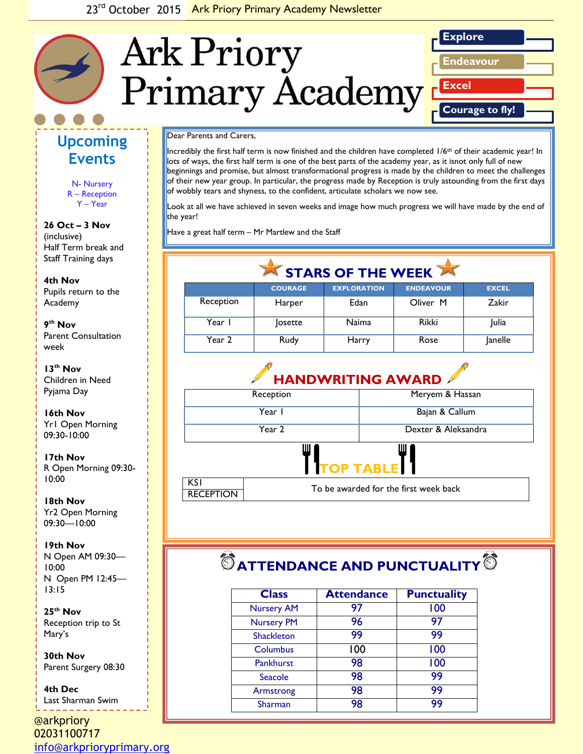23rd October 2015 Ark Priory Primary Academy Newsletter

# Ark Priory Primary Academy

**Explore**
**Endeavour**
**Excel**
**Courage to fly!**

## Upcoming Events

N- Nursery
R – Reception
Y – Year

**26 Oct – 3 Nov** (inclusive)
Half Term break and Staff Training days

**4th Nov**
Pupils return to the Academy

**9th Nov**
Parent Consultation week

**13th Nov**
Children in Need Pyjama Day

**16th Nov**
Yr1 Open Morning 09:30-10:00

**17th Nov**
R Open Morning 09:30-10:00

**18th Nov**
Yr2 Open Morning 09:30—10:00

**19th Nov**
N Open AM 09:30—10:00
N Open PM 12:45—13:15

**25th Nov**
Reception trip to St Mary's

**30th Nov**
Parent Surgery 08:30

**4th Dec**
Last Sharman Swim

@arkpriory
02031100717
info@arkprioryprimary.org

---

Dear Parents and Carers,

Incredibly the first half term is now finished and the children have completed 1/6th of their academic year! In lots of ways, the first half term is one of the best parts of the academy year, as it isnot only full of new beginnings and promise, but almost transformational progress is made by the children to meet the challenges of their new year group. In particular, the progress made by Reception is truly astounding from the first days of wobbly tears and shyness, to the confident, articulate scholars we now see.

Look at all we have achieved in seven weeks and image how much progress we will have made by the end of the year!

Have a great half term – Mr Martlew and the Staff

## STARS OF THE WEEK

| | COURAGE | EXPLORATION | ENDEAVOUR | EXCEL |
|---|---|---|---|---|
| Reception | Harper | Edan | Oliver M | Zakir |
| Year 1 | Josette | Naima | Rikki | Julia |
| Year 2 | Rudy | Harry | Rose | Janelle |

## HANDWRITING AWARD

| | |
|---|---|
| Reception | Meryem & Hassan |
| Year 1 | Bajan & Callum |
| Year 2 | Dexter & Aleksandra |

## TOP TABLE

| | |
|---|---|
| KS1 | To be awarded for the first week back |
| RECEPTION | |

## ATTENDANCE AND PUNCTUALITY

| Class | Attendance | Punctuality |
|---|---|---|
| Nursery AM | 97 | 100 |
| Nursery PM | 96 | 97 |
| Shackleton | 99 | 99 |
| Columbus | 100 | 100 |
| Pankhurst | 98 | 100 |
| Seacole | 98 | 99 |
| Armstrong | 98 | 99 |
| Sharman | 98 | 99 |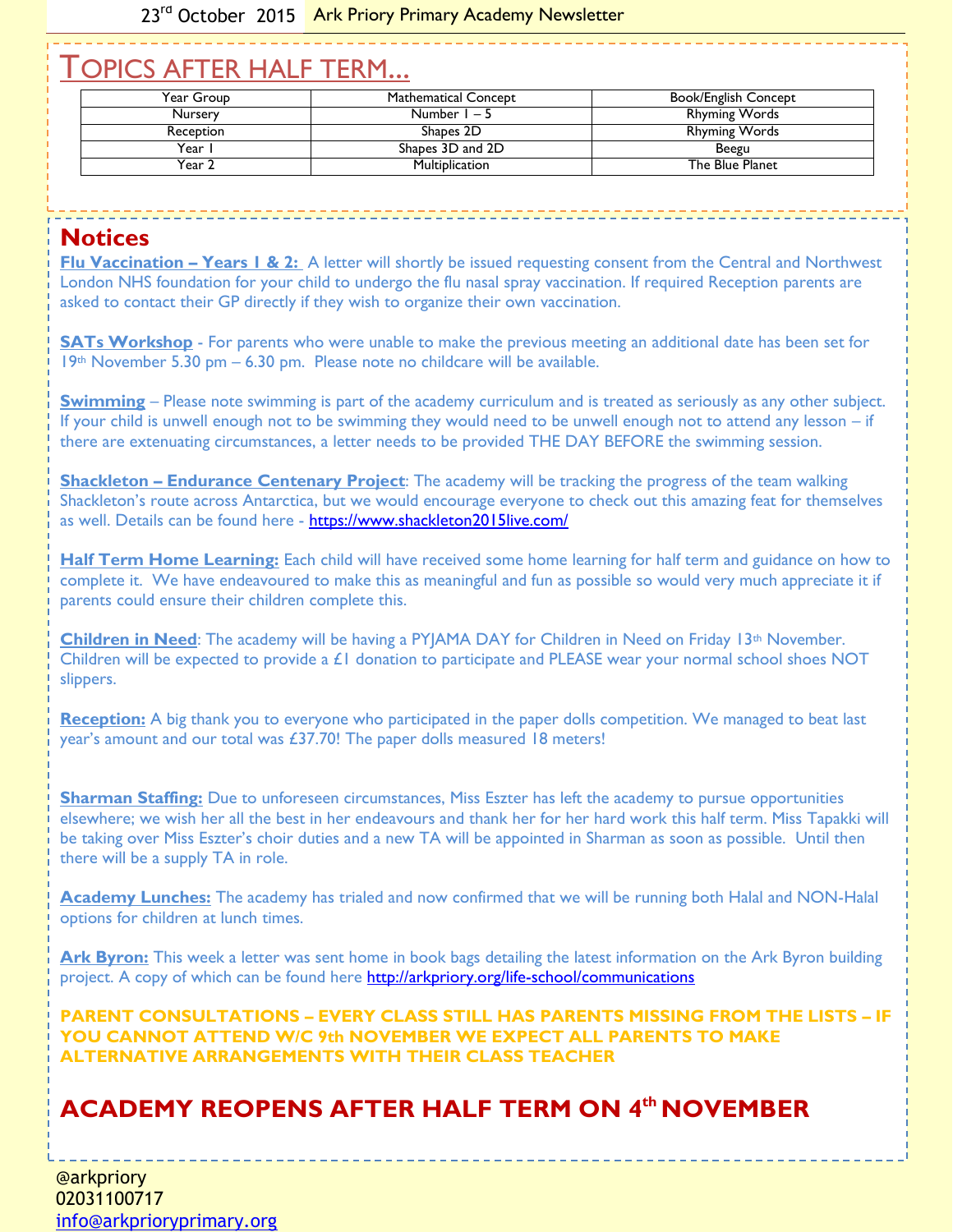# TOPICS AFTER HALF TERM...

| Year Group | Mathematical Concept | Book/English Concept |
|---|---|---|
| Nursery | Number 1 – 5 | Rhyming Words |
| Reception | Shapes 2D | Rhyming Words |
| Year 1 | Shapes 3D and 2D | Beegu |
| Year 2 | Multiplication | The Blue Planet |

## Notices

**Flu Vaccination – Years 1 & 2:** A letter will shortly be issued requesting consent from the Central and Northwest London NHS foundation for your child to undergo the flu nasal spray vaccination. If required Reception parents are asked to contact their GP directly if they wish to organize their own vaccination.

**SATs Workshop** - For parents who were unable to make the previous meeting an additional date has been set for 19th November 5.30 pm – 6.30 pm. Please note no childcare will be available.

**Swimming** – Please note swimming is part of the academy curriculum and is treated as seriously as any other subject. If your child is unwell enough not to be swimming they would need to be unwell enough not to attend any lesson – if there are extenuating circumstances, a letter needs to be provided THE DAY BEFORE the swimming session.

**Shackleton – Endurance Centenary Project**: The academy will be tracking the progress of the team walking Shackleton's route across Antarctica, but we would encourage everyone to check out this amazing feat for themselves as well. Details can be found here - https://www.shackleton2015live.com/

**Half Term Home Learning:** Each child will have received some home learning for half term and guidance on how to complete it. We have endeavoured to make this as meaningful and fun as possible so would very much appreciate it if parents could ensure their children complete this.

**Children in Need**: The academy will be having a PYJAMA DAY for Children in Need on Friday 13th November. Children will be expected to provide a £1 donation to participate and PLEASE wear your normal school shoes NOT slippers.

**Reception:** A big thank you to everyone who participated in the paper dolls competition. We managed to beat last year's amount and our total was £37.70! The paper dolls measured 18 meters!

**Sharman Staffing:** Due to unforeseen circumstances, Miss Eszter has left the academy to pursue opportunities elsewhere; we wish her all the best in her endeavours and thank her for her hard work this half term. Miss Tapakki will be taking over Miss Eszter's choir duties and a new TA will be appointed in Sharman as soon as possible. Until then there will be a supply TA in role.

**Academy Lunches:** The academy has trialed and now confirmed that we will be running both Halal and NON-Halal options for children at lunch times.

**Ark Byron:** This week a letter was sent home in book bags detailing the latest information on the Ark Byron building project. A copy of which can be found here http://arkpriory.org/life-school/communications

**PARENT CONSULTATIONS – EVERY CLASS STILL HAS PARENTS MISSING FROM THE LISTS – IF YOU CANNOT ATTEND W/C 9th NOVEMBER WE EXPECT ALL PARENTS TO MAKE ALTERNATIVE ARRANGEMENTS WITH THEIR CLASS TEACHER**

## ACADEMY REOPENS AFTER HALF TERM ON 4th NOVEMBER

@arkpriory
02031100717
info@arkprioryprimary.org